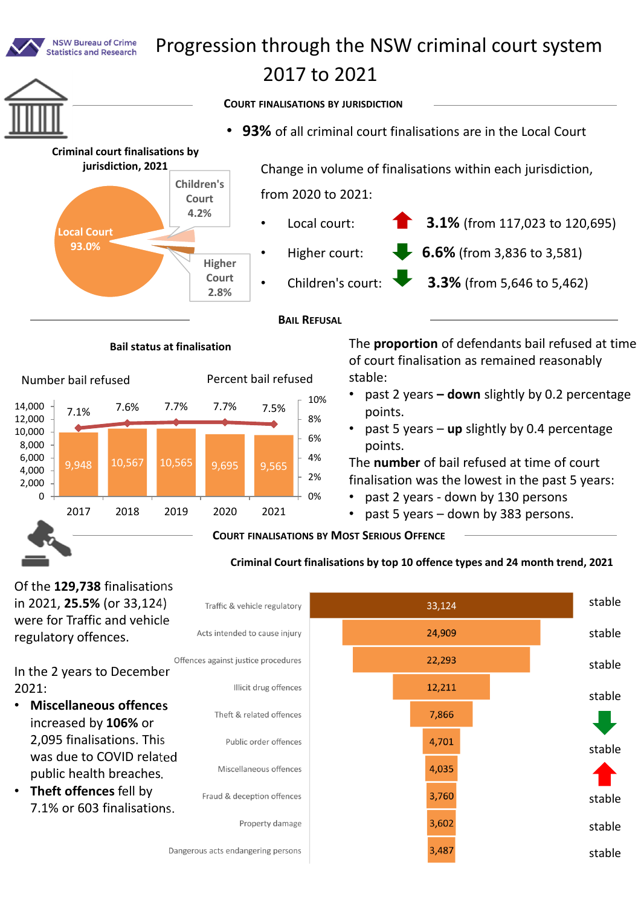# Progression through the NSW criminal court system 2017 to 2021

NSW Bureau of Crime Statistics and Research

## Court finalisations by jurisdiction

**Criminal court finalisations by jurisdiction, 2021**

| Jurisdiction | Share |
| --- | --- |
| Local Court | 93.0% |
| Children's Court | 4.2% |
| Higher Court | 2.8% |

- **93%** of all criminal court finalisations are in the Local Court

Change in volume of finalisations within each jurisdiction, from 2020 to 2021:

- Local court: ▲ **3.1%** (from 117,023 to 120,695)
- Higher court: ▼ **6.6%** (from 3,836 to 3,581)
- Children's court: ▼ **3.3%** (from 5,646 to 5,462)

## Bail Refusal

**Bail status at finalisation**

| Year | Number bail refused | Percent bail refused |
| --- | --- | --- |
| 2017 | 9,948 | 7.1% |
| 2018 | 10,567 | 7.6% |
| 2019 | 10,565 | 7.7% |
| 2020 | 9,695 | 7.7% |
| 2021 | 9,565 | 7.5% |

The **proportion** of defendants bail refused at time of court finalisation as remained reasonably stable:

- past 2 years **– down** slightly by 0.2 percentage points.
- past 5 years – **up** slightly by 0.4 percentage points.

The **number** of bail refused at time of court finalisation was the lowest in the past 5 years:

- past 2 years - down by 130 persons
- past 5 years – down by 383 persons.

## Court finalisations by Most Serious Offence

**Criminal Court finalisations by top 10 offence types and 24 month trend, 2021**

| Offence type | Finalisations | 24 month trend |
| --- | --- | --- |
| Traffic & vehicle regulatory | 33,124 | stable |
| Acts intended to cause injury | 24,909 | stable |
| Offences against justice procedures | 22,293 | stable |
| Illicit drug offences | 12,211 | stable |
| Theft & related offences | 7,866 | ▼ |
| Public order offences | 4,701 | stable |
| Miscellaneous offences | 4,035 | ▲ |
| Fraud & deception offences | 3,760 | stable |
| Property damage | 3,602 | stable |
| Dangerous acts endangering persons | 3,487 | stable |

Of the **129,738** finalisations in 2021, **25.5%** (or 33,124) were for Traffic and vehicle regulatory offences.

In the 2 years to December 2021:

- **Miscellaneous offences** increased by **106%** or 2,095 finalisations. This was due to COVID related public health breaches.
- **Theft offences** fell by 7.1% or 603 finalisations.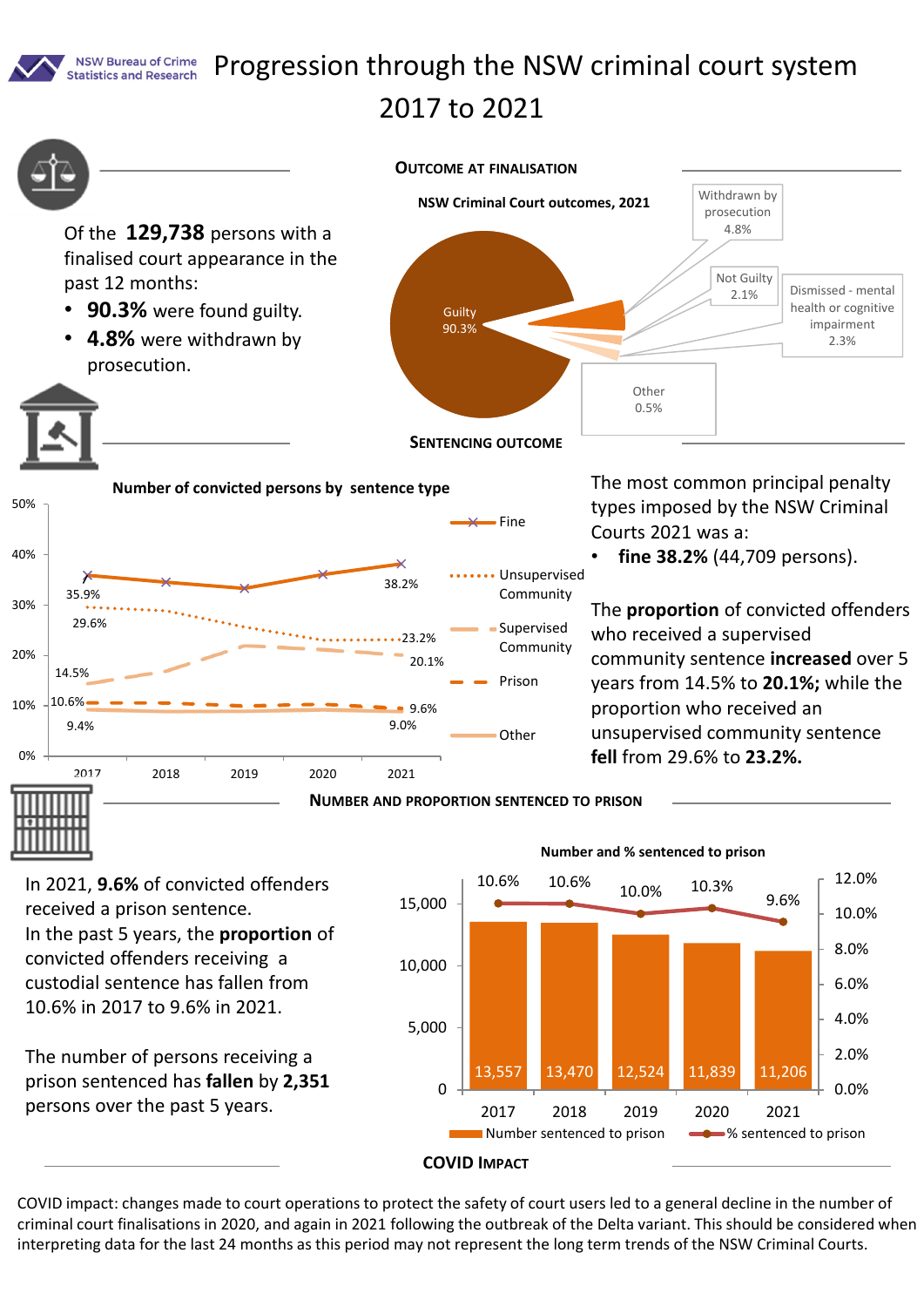# Progression through the NSW criminal court system 2017 to 2021

NSW Bureau of Crime Statistics and Research

## Outcome at finalisation

Of the **129,738** persons with a finalised court appearance in the past 12 months:

- **90.3%** were found guilty.
- **4.8%** were withdrawn by prosecution.

NSW Criminal Court outcomes, 2021

Guilty 90.3%
Withdrawn by prosecution 4.8%
Not Guilty 2.1%
Dismissed - mental health or cognitive impairment 2.3%
Other 0.5%

## Sentencing outcome

Number of convicted persons by sentence type

50%
40%
30%
20%
10%
0%
2017 2018 2019 2020 2021
35.9%
38.2%
29.6%
23.2%
14.5%
20.1%
10.6%
9.6%
9.4%
9.0%
Fine
Unsupervised Community
Supervised Community
Prison
Other

The most common principal penalty types imposed by the NSW Criminal Courts 2021 was a:

- **fine 38.2%** (44,709 persons).

The **proportion** of convicted offenders who received a supervised community sentence **increased** over 5 years from 14.5% to **20.1%;** while the proportion who received an unsupervised community sentence **fell** from 29.6% to **23.2%.**

## Number and proportion sentenced to prison

In 2021, **9.6%** of convicted offenders received a prison sentence.
In the past 5 years, the **proportion** of convicted offenders receiving a custodial sentence has fallen from 10.6% in 2017 to 9.6% in 2021.

The number of persons receiving a prison sentenced has **fallen** by **2,351** persons over the past 5 years.

Number and % sentenced to prison

15,000
10,000
5,000
0
12.0%
10.0%
8.0%
6.0%
4.0%
2.0%
0.0%
2017 2018 2019 2020 2021
13,557 13,470 12,524 11,839 11,206
10.6% 10.6% 10.0% 10.3% 9.6%
Number sentenced to prison
% sentenced to prison

## COVID Impact

COVID impact: changes made to court operations to protect the safety of court users led to a general decline in the number of criminal court finalisations in 2020, and again in 2021 following the outbreak of the Delta variant. This should be considered when interpreting data for the last 24 months as this period may not represent the long term trends of the NSW Criminal Courts.